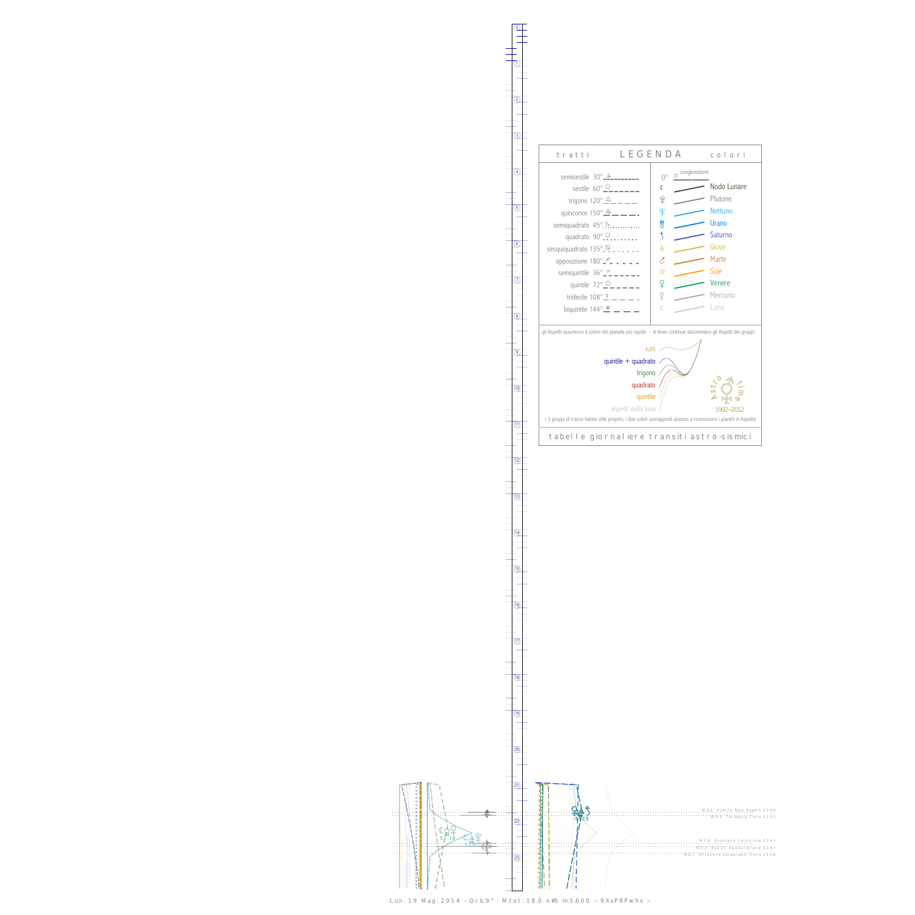## LEGENDA

| tratti | | colori | |
|---|---|---|---|
| semisestile 30° | | 0° | congiunzione |
| sestile 60° | | ☊ | Nodo Lunare |
| trigono 120° | | ♇ | Plutone |
| quinconce 150° | | ♆ | Nettuno |
| semiquadrato 45° | | ♅ | Urano |
| quadrato 90° | | ♄ | Saturno |
| sesquiquadrato 135° | | ♃ | Giove |
| opposizione 180° | | ♂ | Marte |
| semiquintile 36° | | ☉ | Sole |
| quintile 72° | | ♀ | Venere |
| tridecile 108° | | ☿ | Mercurio |
| biquintile 144° | | ☾ | Luna |

gli Aspetti assumono il colore del pianeta più rapido - le linee continue assommano gli Aspetti dei gruppi:

- tutti
- quintile + quadrato
- trigono
- quadrato
- quintile
- aspetti della luna

Astro time 1992–2012

i 3 gruppi di tracce hanno stile proprio; i due colori sovrapposti aiutano a riconoscere i pianeti in Aspetto

tabelle giornaliere transiti astro-sismici

M 3.2 Puerto Rico Region 21:50
M 3.9 Tarapaca, Chile 21:55

M 2.8 Southern California 22:41
M 5.4 Sea Of Okhotsk Island, 22:47
M 3.7 Offshore Valparaiso, Chile 22:58

Lun. 19 Mag. 2014 - Orb:9° - M.tot: 18.0 n#5 m:3.600 -: 9XxPRPwhx :-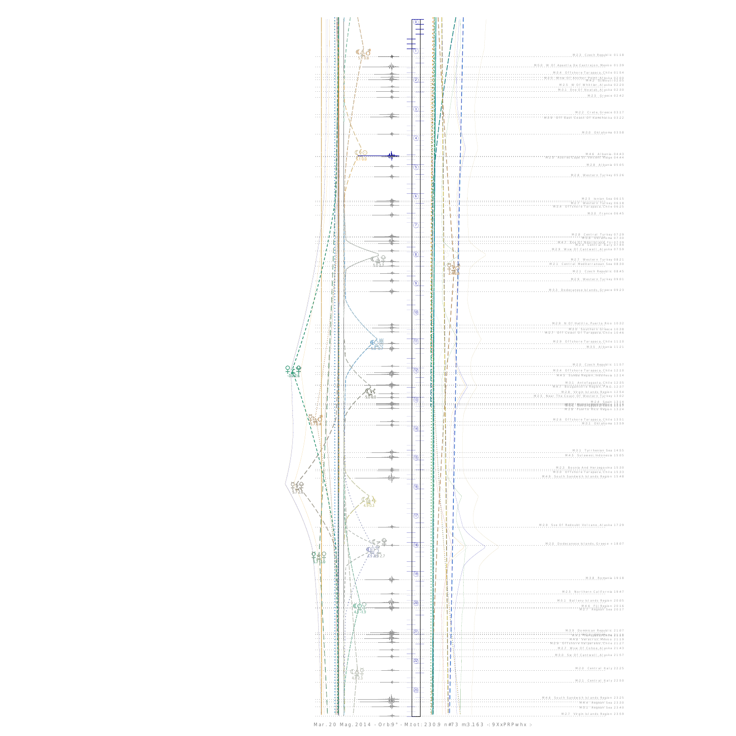M 2.3 Czech Republic 01:18
M 5.0 W Of Apastla De Castrejon Mexico 01:39
M 3.4 Offshore Tarapaca Chile 01:54
M 2.5 W Of Whittier Alaska 02:20
M 3.1 Sne Of Noatak Alaska 02:30
M 2.5 Greece 02:42
M 2.2 Crete Greece 03:17
M 3.0 Off East Coast Of Kamchatka 03:22
M 3.0 Oklahoma 03:58
M 4.6 Albania 04:43
M 2.8 Albania 05:05
M 2.8 Western Turkey 05:26
M 2.5 Ionian Sea 06:15
M 2.7 Western Turkey 06:18
M 3.4 Offshore Tarapaca Chile 06:25
M 3.0 France 06:45
M 2.8 Central Turkey 07:29
M 2.8 Wsw Of Cantwell Alaska 07:59
M 2.7 Western Turkey 08:21
M 2.1 Central Mediterranean Sea 08:30
M 2.1 Czech Republic 08:45
M 2.8 Western Turkey 09:01
M 3.3 Dodecanese Islands Greece 09:23
M 2.9 N Of Hatillo Puerto Rico 10:32
M 3.2 Southern Greece 10:38
M 2.7 Off Coast Of Tarapaca Chile 10:46
M 2.9 Offshore Tarapaca Chile 11:10
M 3.5 Albania 11:21
M 2.0 Czech Republic 11:57
M 3.4 Offshore Tarapaca Chile 12:10
M 4.5 Sunda Region Indonesia 12:14
M 3.1 Antofagasta Chile 12:35
M 2.8 Virgin Islands Region 12:54
M 2.5 Near The Coast Of Western Turkey 13:02
M 2.4 Spain 13:14
M 2.9 Puerto Rico Region 13:24
M 2.6 Offshore Tarapaca Chile 13:51
M 3.1 Oklahoma 13:59
M 3.1 Tyrrhenian Sea 14:55
M 4.5 Sulawesi Indonesia 15:05
M 2.3 Bosnia And Herzegovina 15:30
M 2.9 Offshore Tarapaca Chile 15:33
M 4.8 South Sandwich Islands Region 15:48
M 2.9 Ssw Of Redoubt Volcano Alaska 17:20
M 3.0 Dodecanese Islands Greece +18:07
M 3.8 Romania 19:18
M 2.5 Northern California 19:47
M 5.1 Balleny Islands Region 20:05
M 4.6 Fiji Region 20:16
M 2.1 Aegean Sea 20:17
M 3.9 Dominican Republic 21:07
M 4.0 Veracruz Mexico 21:19
M 2.9 Offshore Valparaiso Chile 21:27
M 2.7 Wsw Of Cohoe Alaska 21:43
M 3.0 Sw Of Cantwell Alaska 21:57
M 2.0 Central Italy 22:25
M 2.1 Central Italy 22:50
M 4.6 South Sandwich Islands Region 23:25
M 4.4 Aegean Sea 23:30
M 2.1 Aegean Sea 23:40
M 2.7 Virgin Islands Region 23:59

Mar. 20 Mag. 2014 - Orb:9° - M.tot: 230.9 n#73 m:3.163 -: 9XxPRPwhx :-